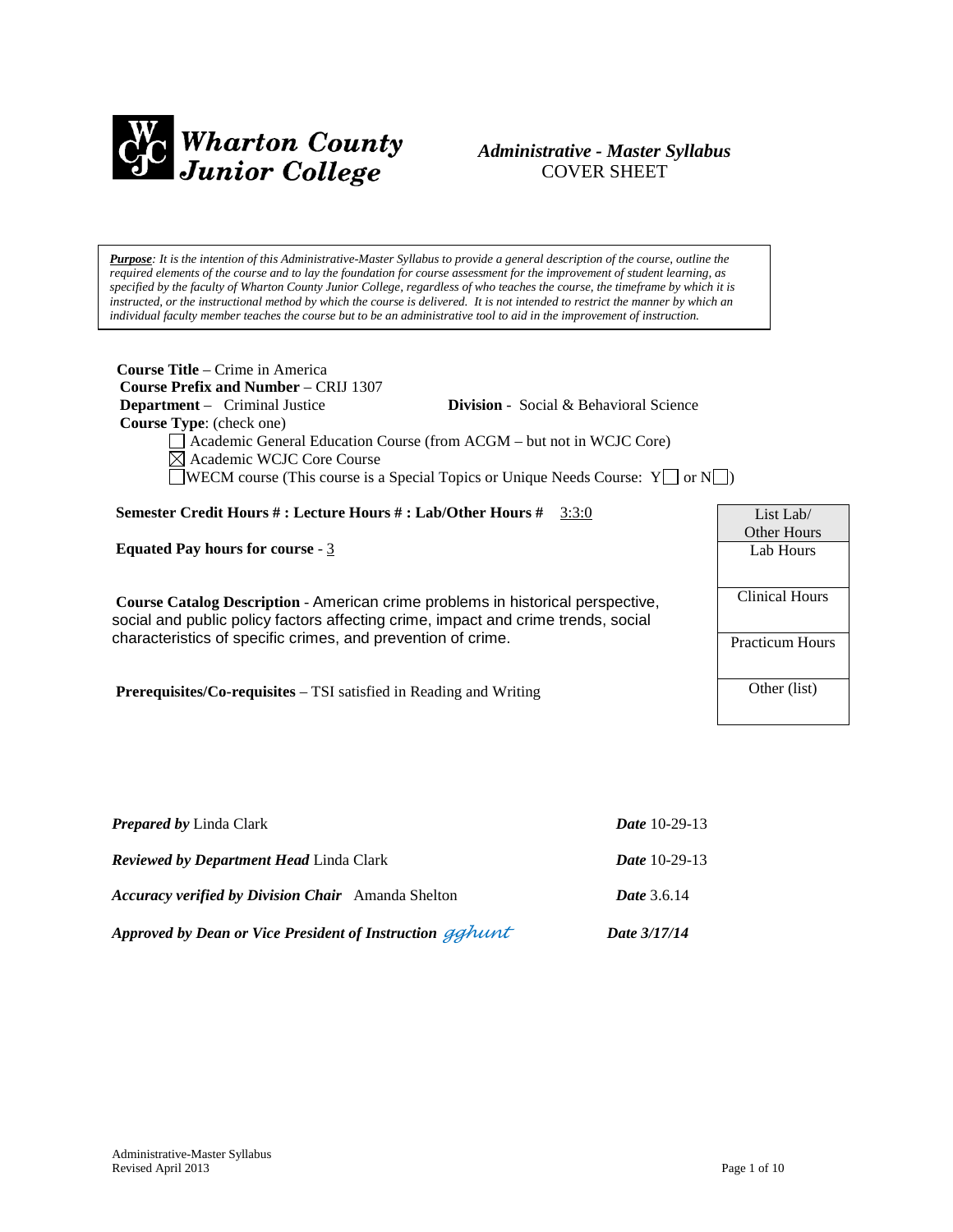# Wharton County Junior College

## *Administrative - Master Syllabus*
COVER SHEET

***Purpose**: It is the intention of this Administrative-Master Syllabus to provide a general description of the course, outline the required elements of the course and to lay the foundation for course assessment for the improvement of student learning, as specified by the faculty of Wharton County Junior College, regardless of who teaches the course, the timeframe by which it is instructed, or the instructional method by which the course is delivered. It is not intended to restrict the manner by which an individual faculty member teaches the course but to be an administrative tool to aid in the improvement of instruction.*

**Course Title** – Crime in America
**Course Prefix and Number** – CRIJ 1307
**Department** – Criminal Justice **Division** - Social & Behavioral Science
**Course Type**: (check one)

- ☐ Academic General Education Course (from ACGM – but not in WCJC Core)
- ☒ Academic WCJC Core Course
- ☐ WECM course (This course is a Special Topics or Unique Needs Course: Y☐ or N☐)

**Semester Credit Hours # : Lecture Hours # : Lab/Other Hours #** 3:3:0

**Equated Pay hours for course** - 3

**Course Catalog Description** - American crime problems in historical perspective, social and public policy factors affecting crime, impact and crime trends, social characteristics of specific crimes, and prevention of crime.

**Prerequisites/Co-requisites** – TSI satisfied in Reading and Writing

| List Lab/ Other Hours |
|---|
| Lab Hours |
| Clinical Hours |
| Practicum Hours |
| Other (list) |

***Prepared by*** Linda Clark ***Date*** 10-29-13

***Reviewed by Department Head*** Linda Clark ***Date*** 10-29-13

***Accuracy verified by Division Chair*** Amanda Shelton ***Date*** 3.6.14

***Approved by Dean or Vice President of Instruction*** *gghunt* ***Date 3/17/14***

Administrative-Master Syllabus
Revised April 2013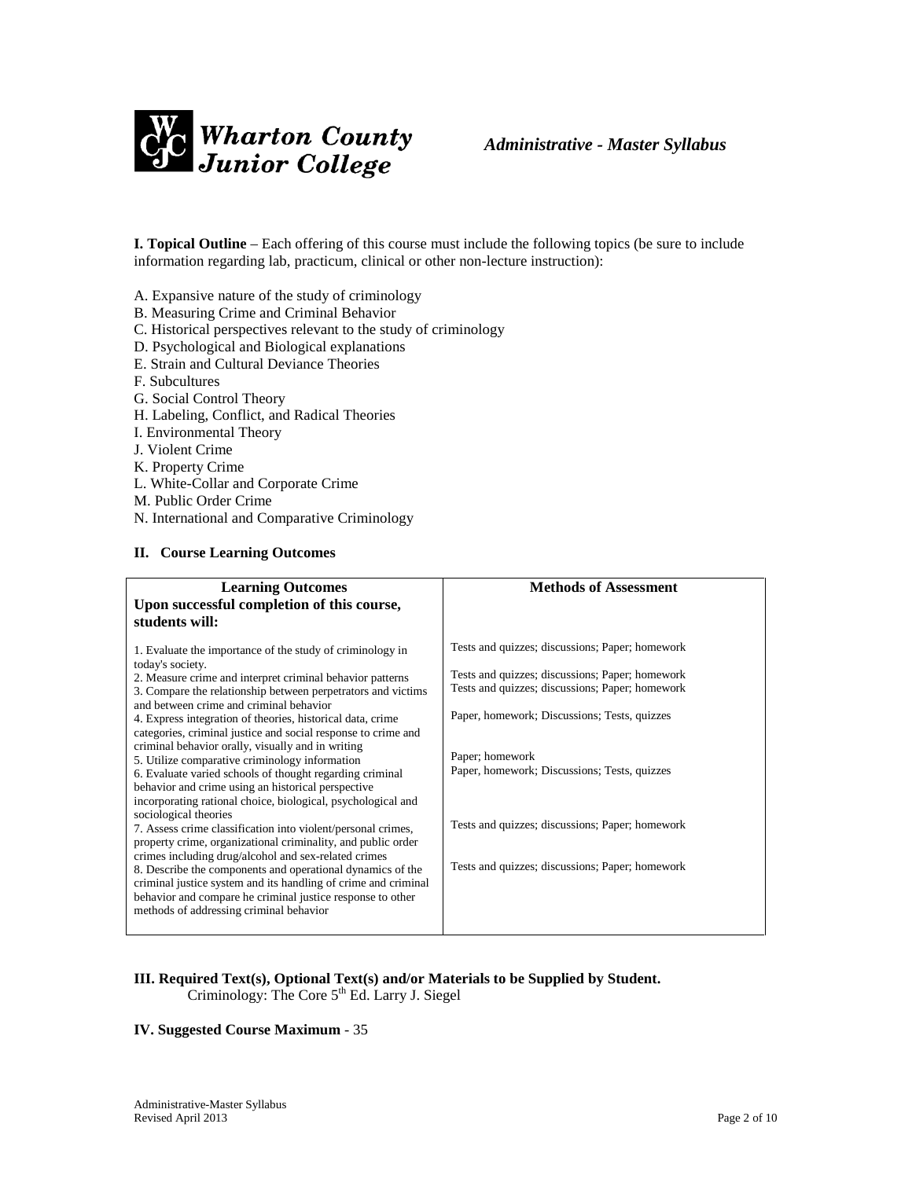**Wharton County Junior College** *Administrative - Master Syllabus*

**I. Topical Outline** – Each offering of this course must include the following topics (be sure to include information regarding lab, practicum, clinical or other non-lecture instruction):

A. Expansive nature of the study of criminology
B. Measuring Crime and Criminal Behavior
C. Historical perspectives relevant to the study of criminology
D. Psychological and Biological explanations
E. Strain and Cultural Deviance Theories
F. Subcultures
G. Social Control Theory
H. Labeling, Conflict, and Radical Theories
I. Environmental Theory
J. Violent Crime
K. Property Crime
L. White-Collar and Corporate Crime
M. Public Order Crime
N. International and Comparative Criminology

**II. Course Learning Outcomes**

| **Learning Outcomes**<br>**Upon successful completion of this course, students will:** | **Methods of Assessment** |
|---|---|
| 1. Evaluate the importance of the study of criminology in today's society. | Tests and quizzes; discussions; Paper; homework |
| 2. Measure crime and interpret criminal behavior patterns | Tests and quizzes; discussions; Paper; homework |
| 3. Compare the relationship between perpetrators and victims and between crime and criminal behavior | Tests and quizzes; discussions; Paper; homework |
| 4. Express integration of theories, historical data, crime categories, criminal justice and social response to crime and criminal behavior orally, visually and in writing | Paper, homework; Discussions; Tests, quizzes |
| 5. Utilize comparative criminology information | Paper; homework |
| 6. Evaluate varied schools of thought regarding criminal behavior and crime using an historical perspective incorporating rational choice, biological, psychological and sociological theories | Paper, homework; Discussions; Tests, quizzes |
| 7. Assess crime classification into violent/personal crimes, property crime, organizational criminality, and public order crimes including drug/alcohol and sex-related crimes | Tests and quizzes; discussions; Paper; homework |
| 8. Describe the components and operational dynamics of the criminal justice system and its handling of crime and criminal behavior and compare he criminal justice response to other methods of addressing criminal behavior | Tests and quizzes; discussions; Paper; homework |

**III. Required Text(s), Optional Text(s) and/or Materials to be Supplied by Student.**

Criminology: The Core 5th Ed. Larry J. Siegel

**IV. Suggested Course Maximum** - 35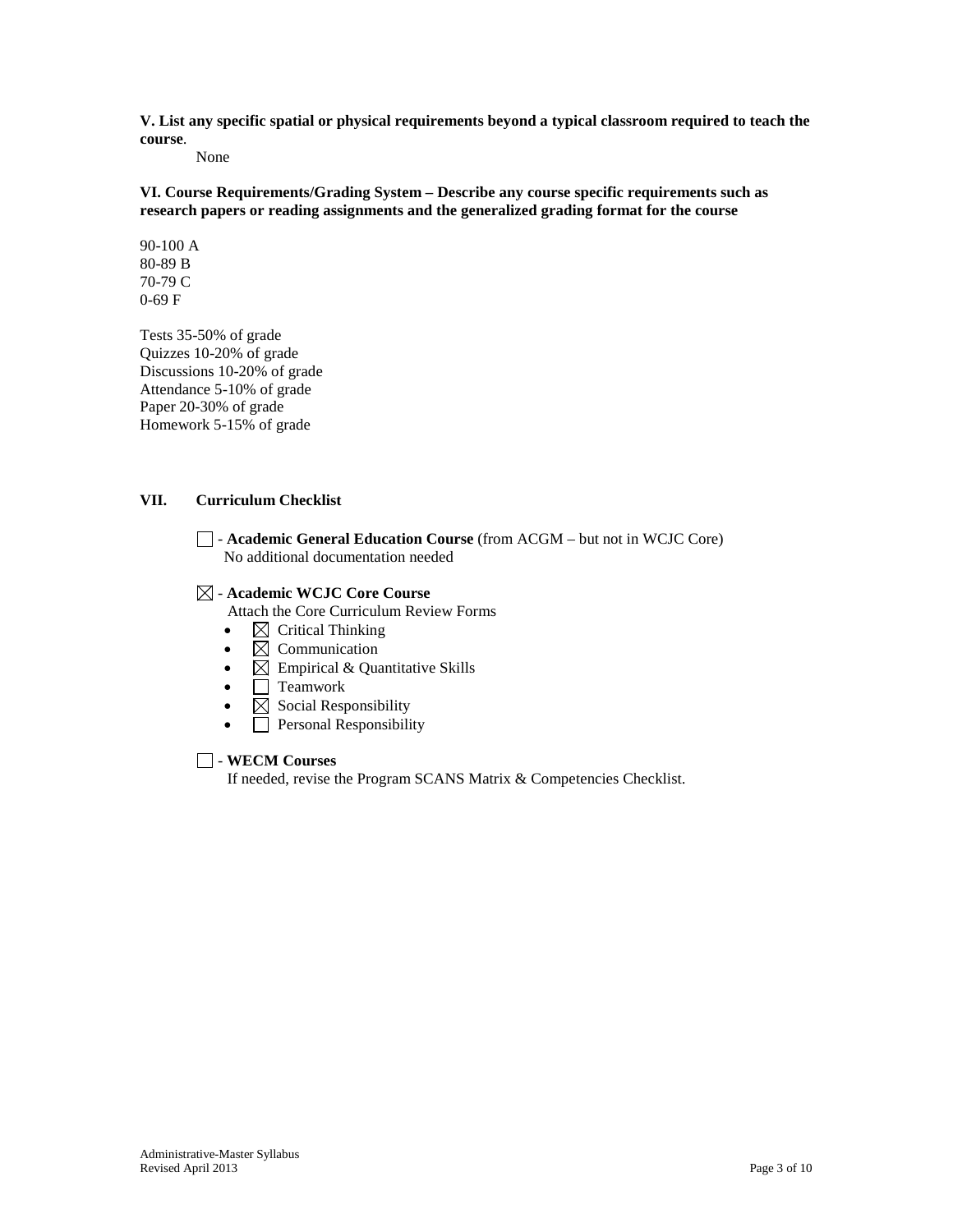**V. List any specific spatial or physical requirements beyond a typical classroom required to teach the course**.

None

**VI. Course Requirements/Grading System – Describe any course specific requirements such as research papers or reading assignments and the generalized grading format for the course**

90-100 A
80-89 B
70-79 C
0-69 F

Tests 35-50% of grade
Quizzes 10-20% of grade
Discussions 10-20% of grade
Attendance 5-10% of grade
Paper 20-30% of grade
Homework 5-15% of grade

**VII. Curriculum Checklist**

☐ - **Academic General Education Course** (from ACGM – but not in WCJC Core)
No additional documentation needed

☒ - **Academic WCJC Core Course**
Attach the Core Curriculum Review Forms

- ☒ Critical Thinking
- ☒ Communication
- ☒ Empirical & Quantitative Skills
- ☐ Teamwork
- ☒ Social Responsibility
- ☐ Personal Responsibility

☐ - **WECM Courses**
If needed, revise the Program SCANS Matrix & Competencies Checklist.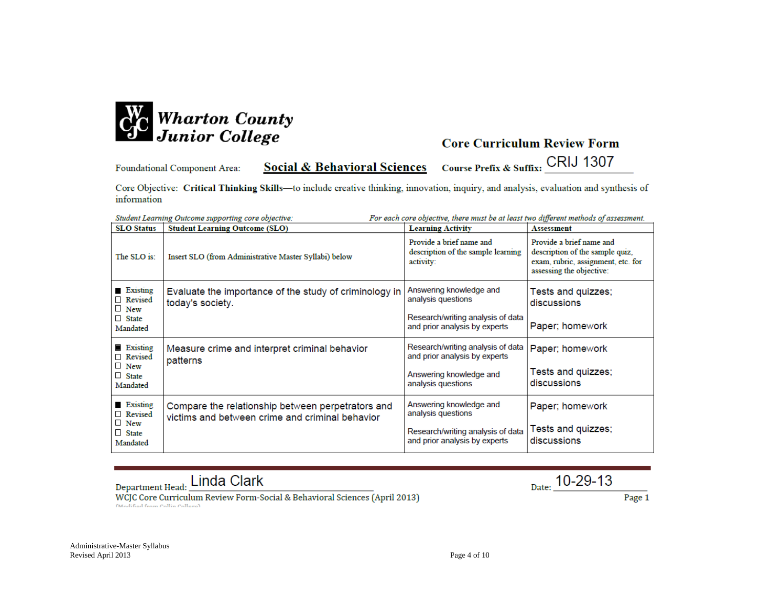# Wharton County Junior College

## Core Curriculum Review Form

Foundational Component Area: **Social & Behavioral Sciences** | **Course Prefix & Suffix:** CRIJ 1307

Core Objective: **Critical Thinking Skills**—to include creative thinking, innovation, inquiry, and analysis, evaluation and synthesis of information

*Student Learning Outcome supporting core objective:* | *For each core objective, there must be at least two different methods of assessment.*

| SLO Status | Student Learning Outcome (SLO) | Learning Activity | Assessment |
|---|---|---|---|
| The SLO is: | Insert SLO (from Administrative Master Syllabi) below | Provide a brief name and description of the sample learning activity: | Provide a brief name and description of the sample quiz, exam, rubric, assignment, etc. for assessing the objective: |
| ■ Existing<br>☐ Revised<br>☐ New<br>☐ State Mandated | Evaluate the importance of the study of criminology in today's society. | Answering knowledge and analysis questions<br><br>Research/writing analysis of data and prior analysis by experts | Tests and quizzes; discussions<br><br>Paper; homework |
| ■ Existing<br>☐ Revised<br>☐ New<br>☐ State Mandated | Measure crime and interpret criminal behavior patterns | Research/writing analysis of data and prior analysis by experts<br><br>Answering knowledge and analysis questions | Paper; homework<br><br>Tests and quizzes; discussions |
| ■ Existing<br>☐ Revised<br>☐ New<br>☐ State Mandated | Compare the relationship between perpetrators and victims and between crime and criminal behavior | Answering knowledge and analysis questions<br><br>Research/writing analysis of data and prior analysis by experts | Paper; homework<br><br>Tests and quizzes; discussions |

Department Head: Linda Clark | Date: 10-29-13

WCJC Core Curriculum Review Form-Social & Behavioral Sciences (April 2013)

(Modified from Collin College)

Administrative-Master Syllabus
Revised April 2013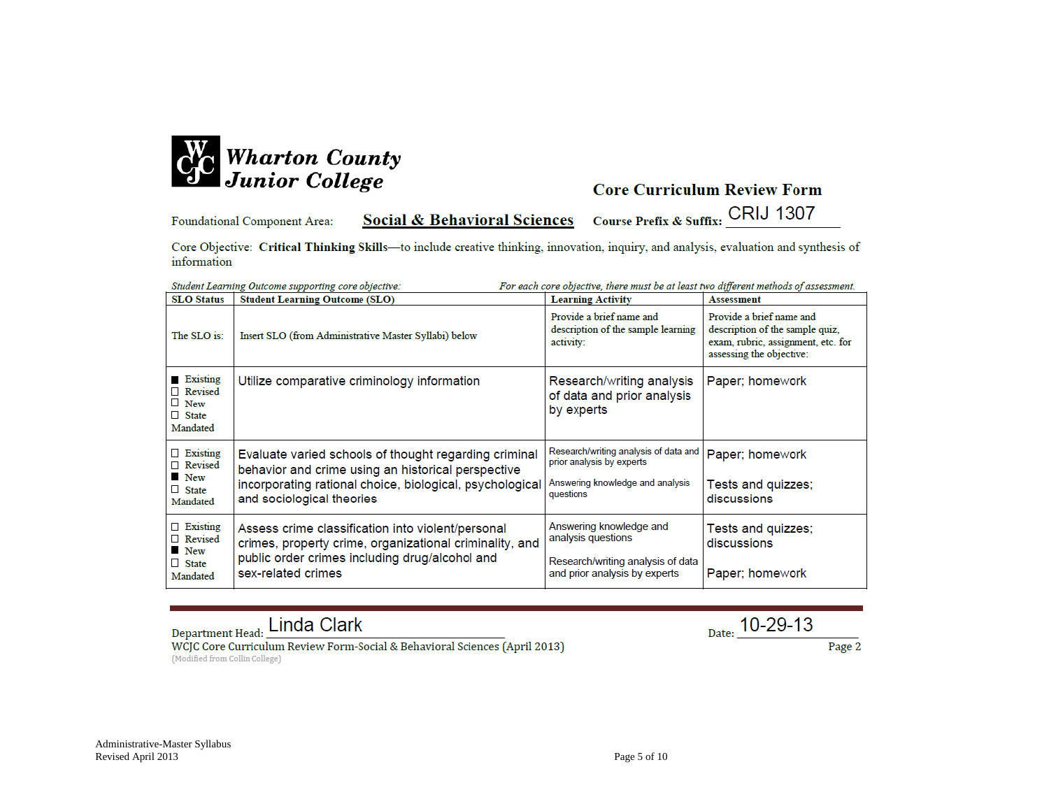# Wharton County Junior College

## Core Curriculum Review Form

Foundational Component Area: **Social & Behavioral Sciences** **Course Prefix & Suffix:** CRIJ 1307

Core Objective: **Critical Thinking Skills**—to include creative thinking, innovation, inquiry, and analysis, evaluation and synthesis of information

*Student Learning Outcome supporting core objective:* *For each core objective, there must be at least two different methods of assessment.*

| SLO Status | Student Learning Outcome (SLO) | Learning Activity | Assessment |
|---|---|---|---|
| The SLO is: | Insert SLO (from Administrative Master Syllabi) below | Provide a brief name and description of the sample learning activity: | Provide a brief name and description of the sample quiz, exam, rubric, assignment, etc. for assessing the objective: |
| ■ Existing<br>☐ Revised<br>☐ New<br>☐ State Mandated | Utilize comparative criminology information | Research/writing analysis of data and prior analysis by experts | Paper; homework |
| ☐ Existing<br>☐ Revised<br>■ New<br>☐ State Mandated | Evaluate varied schools of thought regarding criminal behavior and crime using an historical perspective incorporating rational choice, biological, psychological and sociological theories | Research/writing analysis of data and prior analysis by experts<br><br>Answering knowledge and analysis questions | Paper; homework<br><br>Tests and quizzes; discussions |
| ☐ Existing<br>☐ Revised<br>■ New<br>☐ State Mandated | Assess crime classification into violent/personal crimes, property crime, organizational criminality, and public order crimes including drug/alcohol and sex-related crimes | Answering knowledge and analysis questions<br><br>Research/writing analysis of data and prior analysis by experts | Tests and quizzes; discussions<br><br>Paper; homework |

Department Head: Linda Clark Date: 10-29-13

WCJC Core Curriculum Review Form-Social & Behavioral Sciences (April 2013) Page 2

(Modified from Collin College)

Administrative-Master Syllabus
Revised April 2013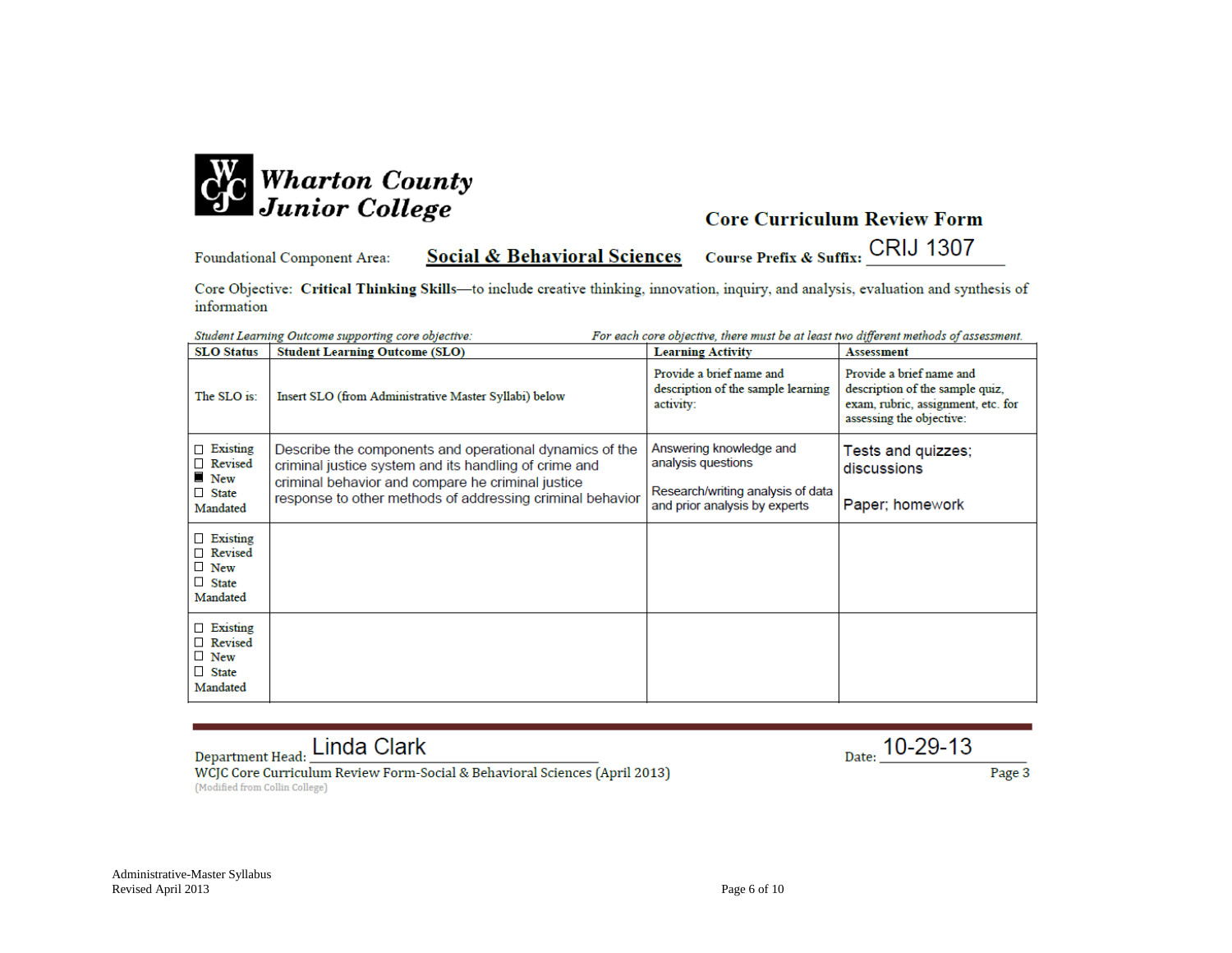# Wharton County Junior College

## Core Curriculum Review Form

Foundational Component Area: **Social & Behavioral Sciences** **Course Prefix & Suffix:** CRIJ 1307

Core Objective: **Critical Thinking Skills**—to include creative thinking, innovation, inquiry, and analysis, evaluation and synthesis of information

*Student Learning Outcome supporting core objective:* *For each core objective, there must be at least two different methods of assessment.*

| SLO Status | Student Learning Outcome (SLO) | Learning Activity | Assessment |
|---|---|---|---|
| The SLO is: | Insert SLO (from Administrative Master Syllabi) below | Provide a brief name and description of the sample learning activity: | Provide a brief name and description of the sample quiz, exam, rubric, assignment, etc. for assessing the objective: |
| ☐ Existing<br>☐ Revised<br>■ New<br>☐ State Mandated | Describe the components and operational dynamics of the criminal justice system and its handling of crime and criminal behavior and compare he criminal justice response to other methods of addressing criminal behavior | Answering knowledge and analysis questions<br><br>Research/writing analysis of data and prior analysis by experts | Tests and quizzes; discussions<br><br>Paper; homework |
| ☐ Existing<br>☐ Revised<br>☐ New<br>☐ State Mandated | | | |
| ☐ Existing<br>☐ Revised<br>☐ New<br>☐ State Mandated | | | |

Department Head: Linda Clark Date: 10-29-13

WCJC Core Curriculum Review Form-Social & Behavioral Sciences (April 2013)
(Modified from Collin College)

Page 3

Administrative-Master Syllabus
Revised April 2013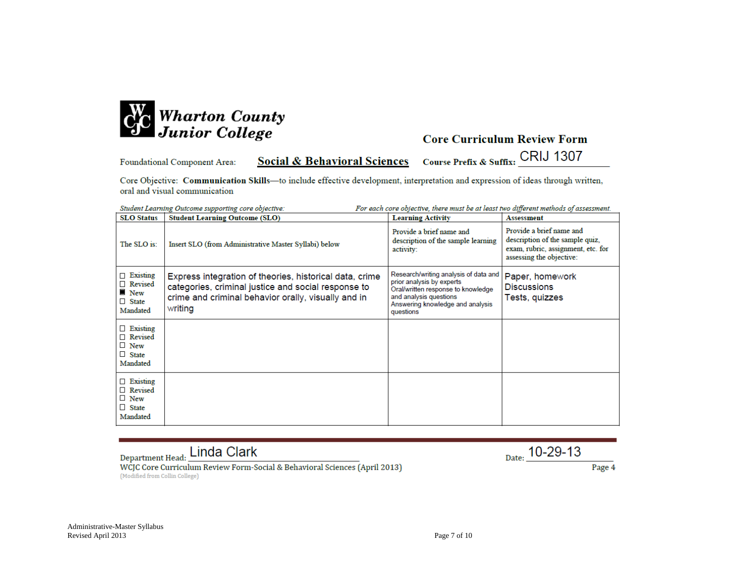**Wharton County Junior College**

## Core Curriculum Review Form

Foundational Component Area: **Social & Behavioral Sciences** **Course Prefix & Suffix:** CRIJ 1307

Core Objective: **Communication Skills**—to include effective development, interpretation and expression of ideas through written, oral and visual communication

*Student Learning Outcome supporting core objective:* *For each core objective, there must be at least two different methods of assessment.*

| SLO Status | Student Learning Outcome (SLO) | Learning Activity | Assessment |
|---|---|---|---|
| The SLO is: | Insert SLO (from Administrative Master Syllabi) below | Provide a brief name and description of the sample learning activity: | Provide a brief name and description of the sample quiz, exam, rubric, assignment, etc. for assessing the objective: |
| ☐ Existing<br>☐ Revised<br>■ New<br>☐ State Mandated | Express integration of theories, historical data, crime categories, criminal justice and social response to crime and criminal behavior orally, visually and in writing | Research/writing analysis of data and prior analysis by experts<br>Oral/written response to knowledge and analysis questions<br>Answering knowledge and analysis questions | Paper, homework<br>Discussions<br>Tests, quizzes |
| ☐ Existing<br>☐ Revised<br>☐ New<br>☐ State Mandated | | | |
| ☐ Existing<br>☐ Revised<br>☐ New<br>☐ State Mandated | | | |

Department Head: Linda Clark Date: 10-29-13

WCJC Core Curriculum Review Form-Social & Behavioral Sciences (April 2013)
(Modified from Collin College)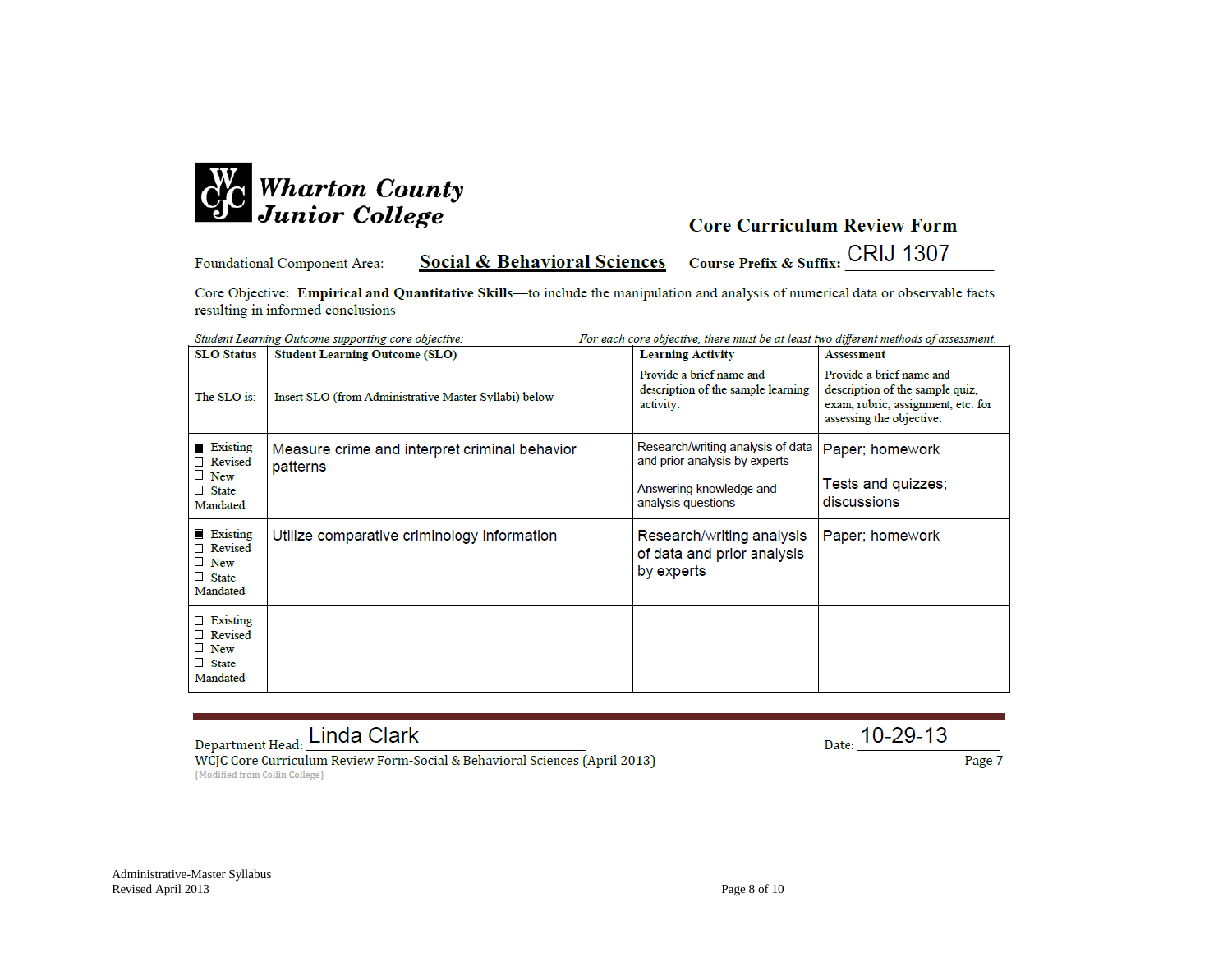**Wharton County Junior College**

## Core Curriculum Review Form

Foundational Component Area: **Social & Behavioral Sciences** **Course Prefix & Suffix:** CRIJ 1307

Core Objective: **Empirical and Quantitative Skills**—to include the manipulation and analysis of numerical data or observable facts resulting in informed conclusions

*Student Learning Outcome supporting core objective:* *For each core objective, there must be at least two different methods of assessment.*

| SLO Status | Student Learning Outcome (SLO) | Learning Activity | Assessment |
|---|---|---|---|
| The SLO is: | Insert SLO (from Administrative Master Syllabi) below | Provide a brief name and description of the sample learning activity: | Provide a brief name and description of the sample quiz, exam, rubric, assignment, etc. for assessing the objective: |
| ■ Existing ☐ Revised ☐ New ☐ State Mandated | Measure crime and interpret criminal behavior patterns | Research/writing analysis of data and prior analysis by experts<br><br>Answering knowledge and analysis questions | Paper; homework<br><br>Tests and quizzes; discussions |
| ■ Existing ☐ Revised ☐ New ☐ State Mandated | Utilize comparative criminology information | Research/writing analysis of data and prior analysis by experts | Paper; homework |
| ☐ Existing ☐ Revised ☐ New ☐ State Mandated | | | |

Department Head: Linda Clark Date: 10-29-13

WCJC Core Curriculum Review Form-Social & Behavioral Sciences (April 2013) Page 7

(Modified from Collin College)

Administrative-Master Syllabus
Revised April 2013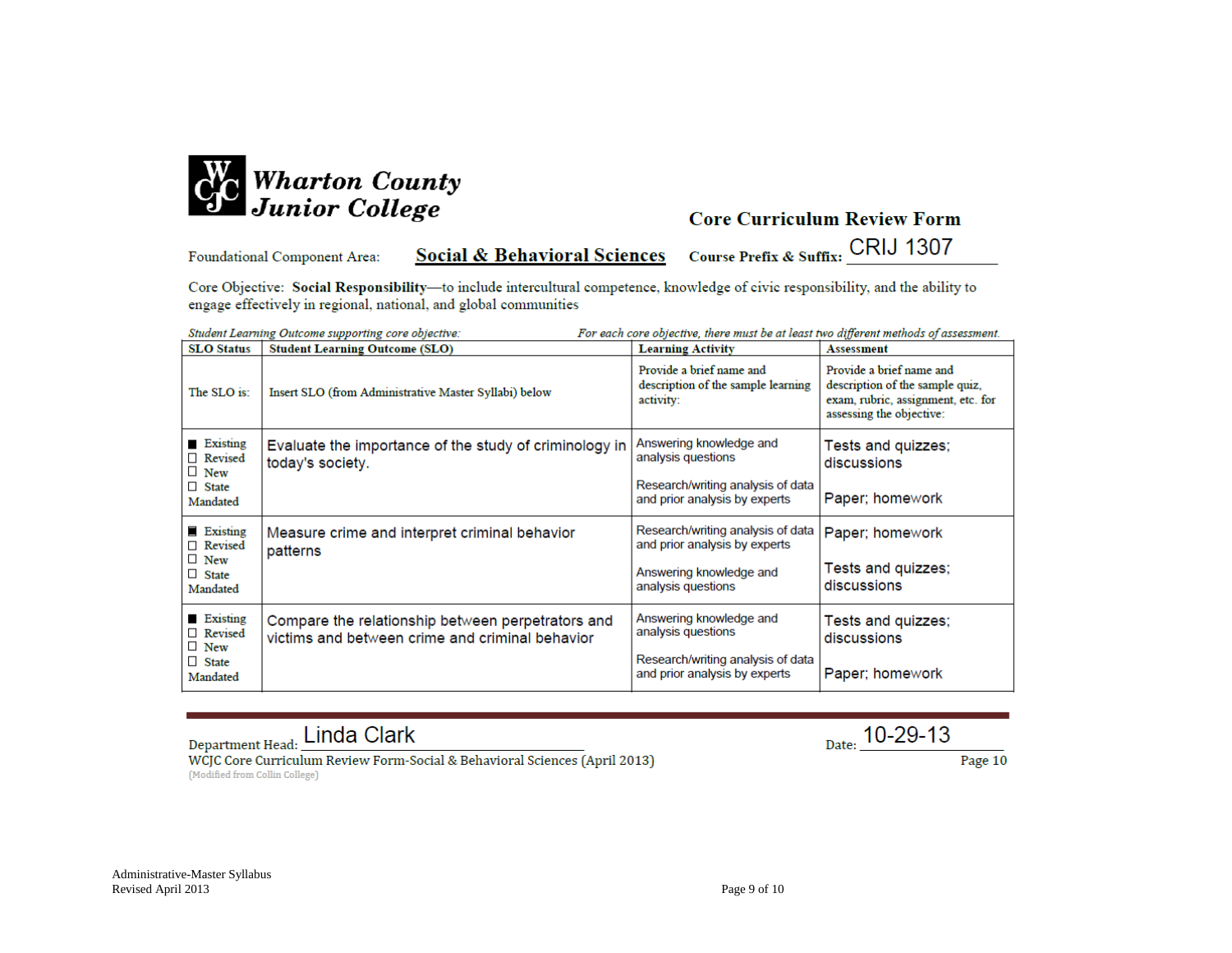**Wharton County Junior College**

## Core Curriculum Review Form

Foundational Component Area: **Social & Behavioral Sciences** **Course Prefix & Suffix:** CRIJ 1307

Core Objective: **Social Responsibility**—to include intercultural competence, knowledge of civic responsibility, and the ability to engage effectively in regional, national, and global communities

*Student Learning Outcome supporting core objective:* *For each core objective, there must be at least two different methods of assessment.*

| SLO Status | Student Learning Outcome (SLO) | Learning Activity | Assessment |
|---|---|---|---|
| The SLO is: | Insert SLO (from Administrative Master Syllabi) below | Provide a brief name and description of the sample learning activity: | Provide a brief name and description of the sample quiz, exam, rubric, assignment, etc. for assessing the objective: |
| ■ Existing ☐ Revised ☐ New ☐ State Mandated | Evaluate the importance of the study of criminology in today's society. | Answering knowledge and analysis questions<br><br>Research/writing analysis of data and prior analysis by experts | Tests and quizzes; discussions<br><br>Paper; homework |
| ■ Existing ☐ Revised ☐ New ☐ State Mandated | Measure crime and interpret criminal behavior patterns | Research/writing analysis of data and prior analysis by experts<br><br>Answering knowledge and analysis questions | Paper; homework<br><br>Tests and quizzes; discussions |
| ■ Existing ☐ Revised ☐ New ☐ State Mandated | Compare the relationship between perpetrators and victims and between crime and criminal behavior | Answering knowledge and analysis questions<br><br>Research/writing analysis of data and prior analysis by experts | Tests and quizzes; discussions<br><br>Paper; homework |

Department Head: Linda Clark Date: 10-29-13

WCJC Core Curriculum Review Form-Social & Behavioral Sciences (April 2013) Page 10
(Modified from Collin College)

Administrative-Master Syllabus
Revised April 2013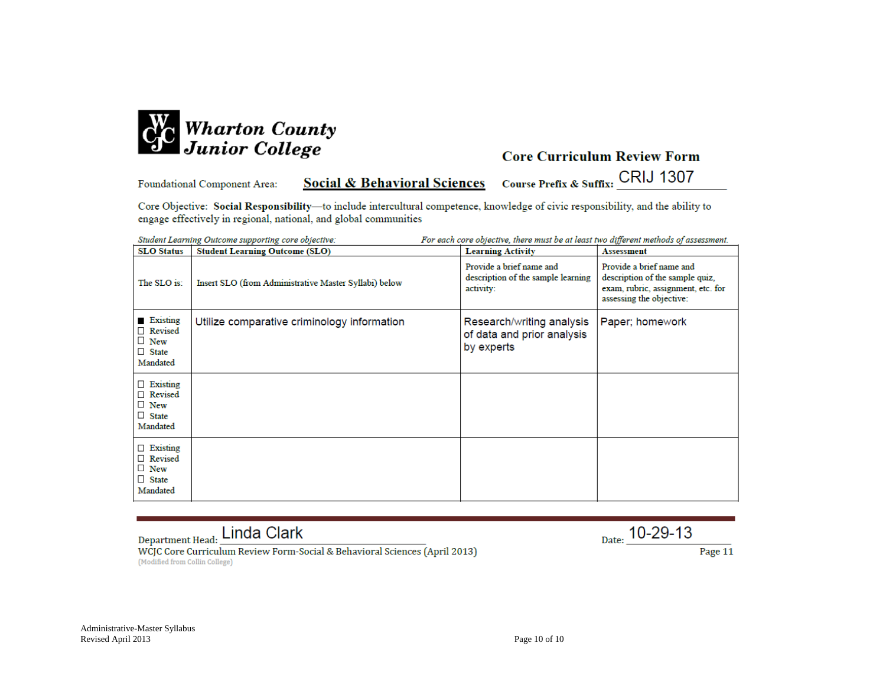**Wharton County Junior College**

## Core Curriculum Review Form

Foundational Component Area: **Social & Behavioral Sciences** **Course Prefix & Suffix:** CRIJ 1307

Core Objective: **Social Responsibility**—to include intercultural competence, knowledge of civic responsibility, and the ability to engage effectively in regional, national, and global communities

*Student Learning Outcome supporting core objective:* *For each core objective, there must be at least two different methods of assessment.*

| SLO Status | Student Learning Outcome (SLO) | Learning Activity | Assessment |
|---|---|---|---|
| The SLO is: | Insert SLO (from Administrative Master Syllabi) below | Provide a brief name and description of the sample learning activity: | Provide a brief name and description of the sample quiz, exam, rubric, assignment, etc. for assessing the objective: |
| ■ Existing ☐ Revised ☐ New ☐ State Mandated | Utilize comparative criminology information | Research/writing analysis of data and prior analysis by experts | Paper; homework |
| ☐ Existing ☐ Revised ☐ New ☐ State Mandated | | | |
| ☐ Existing ☐ Revised ☐ New ☐ State Mandated | | | |

Department Head: Linda Clark Date: 10-29-13

WCJC Core Curriculum Review Form-Social & Behavioral Sciences (April 2013) Page 11

(Modified from Collin College)

Administrative-Master Syllabus
Revised April 2013